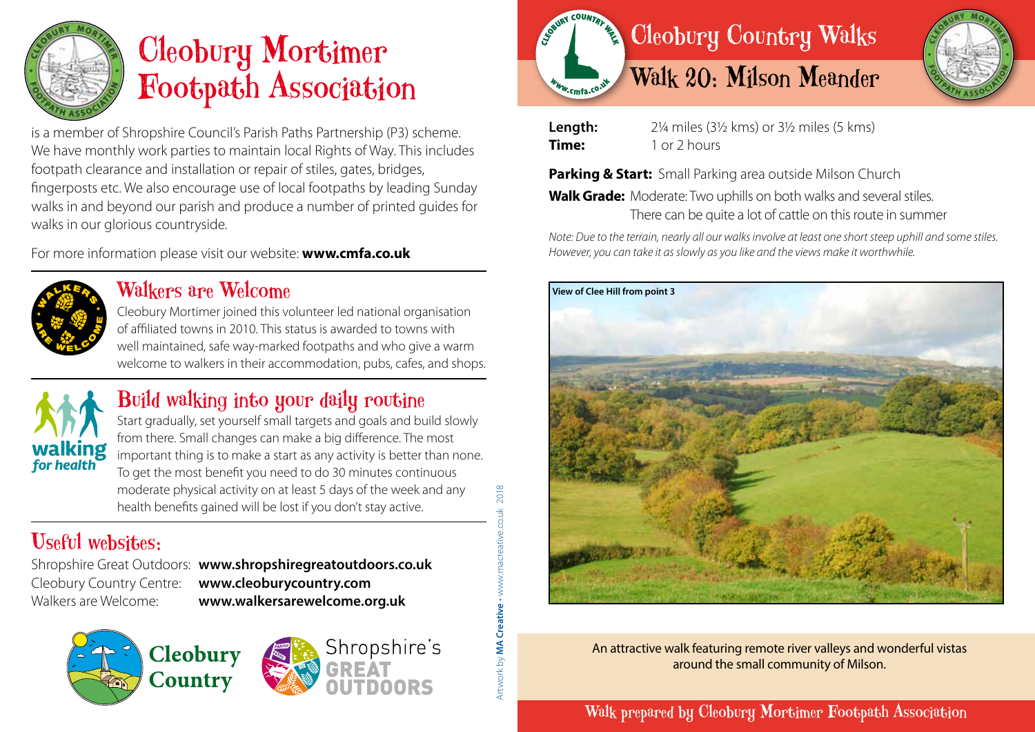# Cleobury Mortimer Footpath Association

is a member of Shropshire Council's Parish Paths Partnership (P3) scheme. We have monthly work parties to maintain local Rights of Way. This includes footpath clearance and installation or repair of stiles, gates, bridges, fingerposts etc. We also encourage use of local footpaths by leading Sunday walks in and beyond our parish and produce a number of printed guides for walks in our glorious countryside.

For more information please visit our website: **www.cmfa.co.uk**

## Walkers are Welcome

Cleobury Mortimer joined this volunteer led national organisation of affiliated towns in 2010. This status is awarded to towns with well maintained, safe way-marked footpaths and who give a warm welcome to walkers in their accommodation, pubs, cafes, and shops.

## Build walking into your daily routine

Start gradually, set yourself small targets and goals and build slowly from there. Small changes can make a big difference. The most important thing is to make a start as any activity is better than none. To get the most benefit you need to do 30 minutes continuous moderate physical activity on at least 5 days of the week and any health benefits gained will be lost if you don't stay active.

## Useful websites:

Shropshire Great Outdoors: **www.shropshiregreatoutdoors.co.uk**
Cleobury Country Centre: **www.cleoburycountry.com**
Walkers are Welcome: **www.walkersarewelcome.org.uk**

Cleobury Country

Shropshire's GREAT OUTDOORS

Artwork by **MA Creative** • www.macreative.co.uk 2018

# Cleobury Country Walks

## Walk 20: Milson Meander

**Length:** 2¼ miles (3½ kms) or 3½ miles (5 kms)
**Time:** 1 or 2 hours

**Parking & Start:** Small Parking area outside Milson Church

**Walk Grade:** Moderate: Two uphills on both walks and several stiles. There can be quite a lot of cattle on this route in summer

*Note: Due to the terrain, nearly all our walks involve at least one short steep uphill and some stiles. However, you can take it as slowly as you like and the views make it worthwhile.*

**View of Clee Hill from point 3**

An attractive walk featuring remote river valleys and wonderful vistas around the small community of Milson.

Walk prepared by Cleobury Mortimer Footpath Association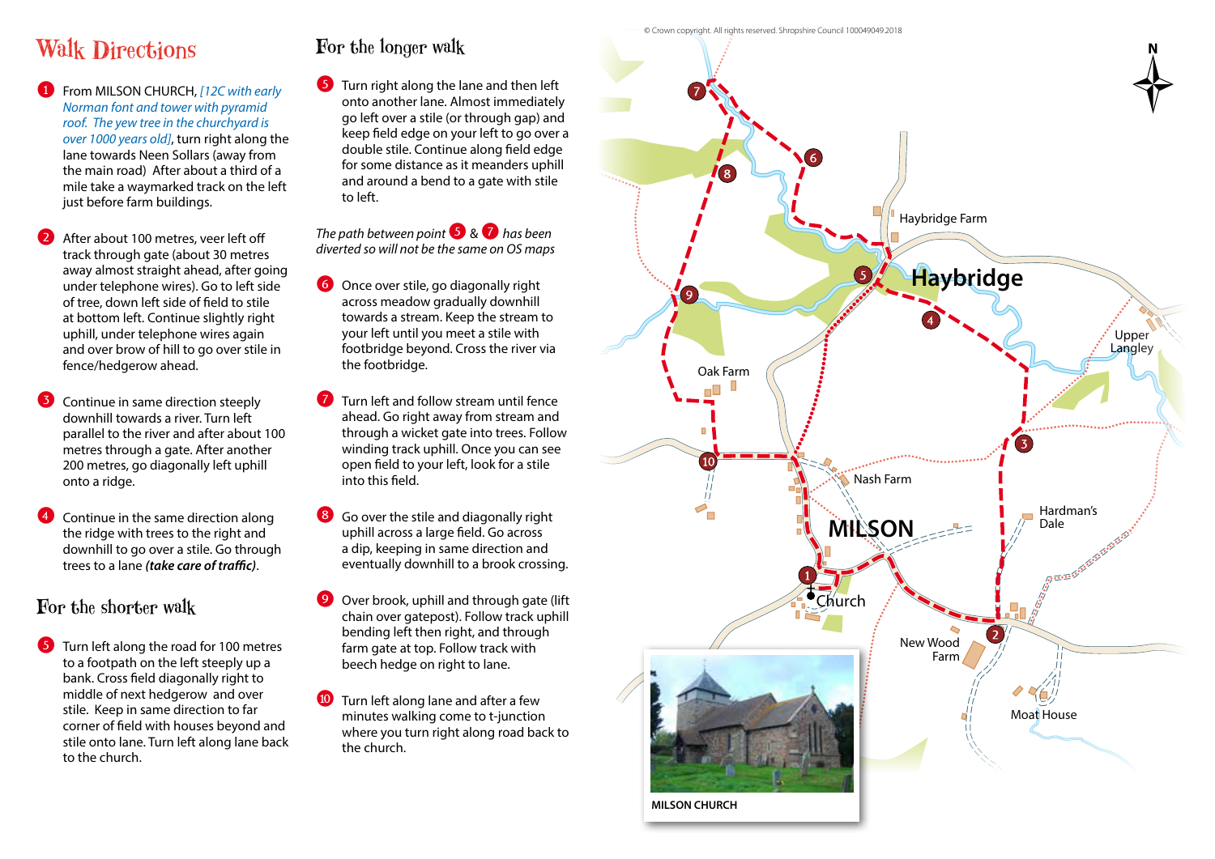# Walk Directions

1. From MILSON CHURCH, *[12C with early Norman font and tower with pyramid roof. The yew tree in the churchyard is over 1000 years old]*, turn right along the lane towards Neen Sollars (away from the main road) After about a third of a mile take a waymarked track on the left just before farm buildings.

2. After about 100 metres, veer left off track through gate (about 30 metres away almost straight ahead, after going under telephone wires). Go to left side of tree, down left side of field to stile at bottom left. Continue slightly right uphill, under telephone wires again and over brow of hill to go over stile in fence/hedgerow ahead.

3. Continue in same direction steeply downhill towards a river. Turn left parallel to the river and after about 100 metres through a gate. After another 200 metres, go diagonally left uphill onto a ridge.

4. Continue in the same direction along the ridge with trees to the right and downhill to go over a stile. Go through trees to a lane ***(take care of traffic)***.

## For the shorter walk

5. Turn left along the road for 100 metres to a footpath on the left steeply up a bank. Cross field diagonally right to middle of next hedgerow and over stile. Keep in same direction to far corner of field with houses beyond and stile onto lane. Turn left along lane back to the church.

## For the longer walk

5. Turn right along the lane and then left onto another lane. Almost immediately go left over a stile (or through gap) and keep field edge on your left to go over a double stile. Continue along field edge for some distance as it meanders uphill and around a bend to a gate with stile to left.

*The path between point 5 & 7 has been diverted so will not be the same on OS maps*

6. Once over stile, go diagonally right across meadow gradually downhill towards a stream. Keep the stream to your left until you meet a stile with footbridge beyond. Cross the river via the footbridge.

7. Turn left and follow stream until fence ahead. Go right away from stream and through a wicket gate into trees. Follow winding track uphill. Once you can see open field to your left, look for a stile into this field.

8. Go over the stile and diagonally right uphill across a large field. Go across a dip, keeping in same direction and eventually downhill to a brook crossing.

9. Over brook, uphill and through gate (lift chain over gatepost). Follow track uphill bending left then right, and through farm gate at top. Follow track with beech hedge on right to lane.

10. Turn left along lane and after a few minutes walking come to t-junction where you turn right along road back to the church.

© Crown copyright. All rights reserved. Shropshire Council 100049049 2018

N

Haybridge Farm
Haybridge
Upper Langley
Oak Farm
Nash Farm
MILSON
Hardman's Dale
Church
New Wood Farm
Moat House

MILSON CHURCH